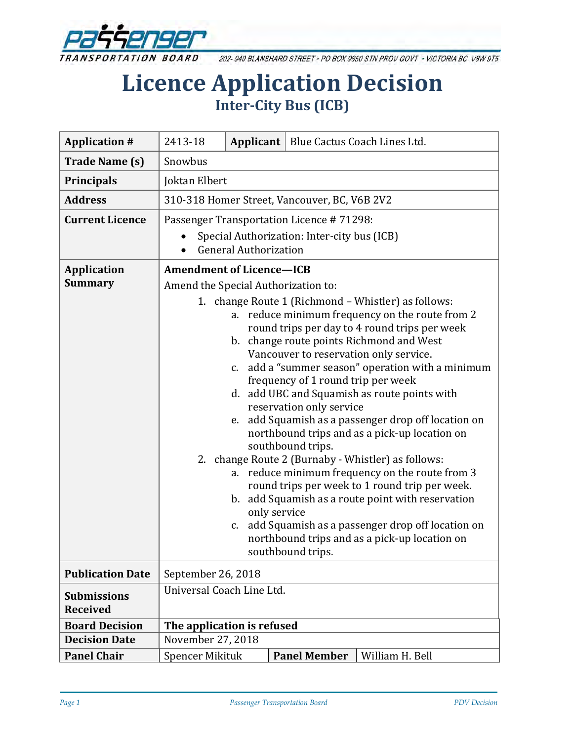Passenger Transportation Board

202- 940 BLANSHARD STREET • PO BOX 9850 STN PROV GOVT • VICTORIA BC V8W 9T5

# Licence Application Decision

## Inter-City Bus (ICB)

| | | | |
|---|---|---|---|
| **Application #** | 2413-18 | **Applicant** | Blue Cactus Coach Lines Ltd. |
| **Trade Name (s)** | Snowbus | | |
| **Principals** | Joktan Elbert | | |
| **Address** | 310-318 Homer Street, Vancouver, BC, V6B 2V2 | | |
| **Current Licence** | Passenger Transportation Licence # 71298:<br>• Special Authorization: Inter-city bus (ICB)<br>• General Authorization | | |
| **Application Summary** | **Amendment of Licence—ICB**<br>Amend the Special Authorization to:<br>1. change Route 1 (Richmond – Whistler) as follows:<br>a. reduce minimum frequency on the route from 2 round trips per day to 4 round trips per week<br>b. change route points Richmond and West Vancouver to reservation only service.<br>c. add a "summer season" operation with a minimum frequency of 1 round trip per week<br>d. add UBC and Squamish as route points with reservation only service<br>e. add Squamish as a passenger drop off location on northbound trips and as a pick-up location on southbound trips.<br>2. change Route 2 (Burnaby - Whistler) as follows:<br>a. reduce minimum frequency on the route from 3 round trips per week to 1 round trip per week.<br>b. add Squamish as a route point with reservation only service<br>c. add Squamish as a passenger drop off location on northbound trips and as a pick-up location on southbound trips. | | |
| **Publication Date** | September 26, 2018 | | |
| **Submissions Received** | Universal Coach Line Ltd. | | |
| **Board Decision** | **The application is refused** | | |
| **Decision Date** | November 27, 2018 | | |
| **Panel Chair** | Spencer Mikituk | **Panel Member** | William H. Bell |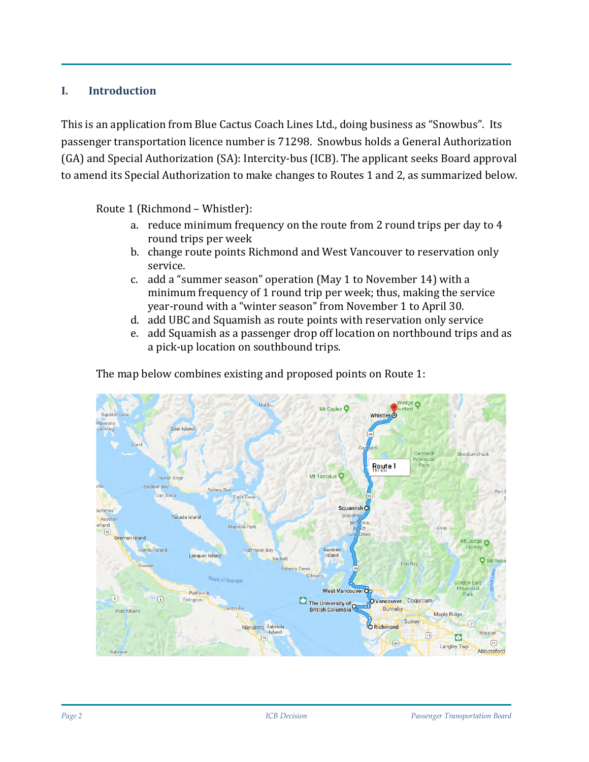## I. Introduction

This is an application from Blue Cactus Coach Lines Ltd., doing business as "Snowbus". Its passenger transportation licence number is 71298. Snowbus holds a General Authorization (GA) and Special Authorization (SA): Intercity-bus (ICB). The applicant seeks Board approval to amend its Special Authorization to make changes to Routes 1 and 2, as summarized below.

Route 1 (Richmond – Whistler):

a. reduce minimum frequency on the route from 2 round trips per day to 4 round trips per week
b. change route points Richmond and West Vancouver to reservation only service.
c. add a "summer season" operation (May 1 to November 14) with a minimum frequency of 1 round trip per week; thus, making the service year-round with a "winter season" from November 1 to April 30.
d. add UBC and Squamish as route points with reservation only service
e. add Squamish as a passenger drop off location on northbound trips and as a pick-up location on southbound trips.

The map below combines existing and proposed points on Route 1: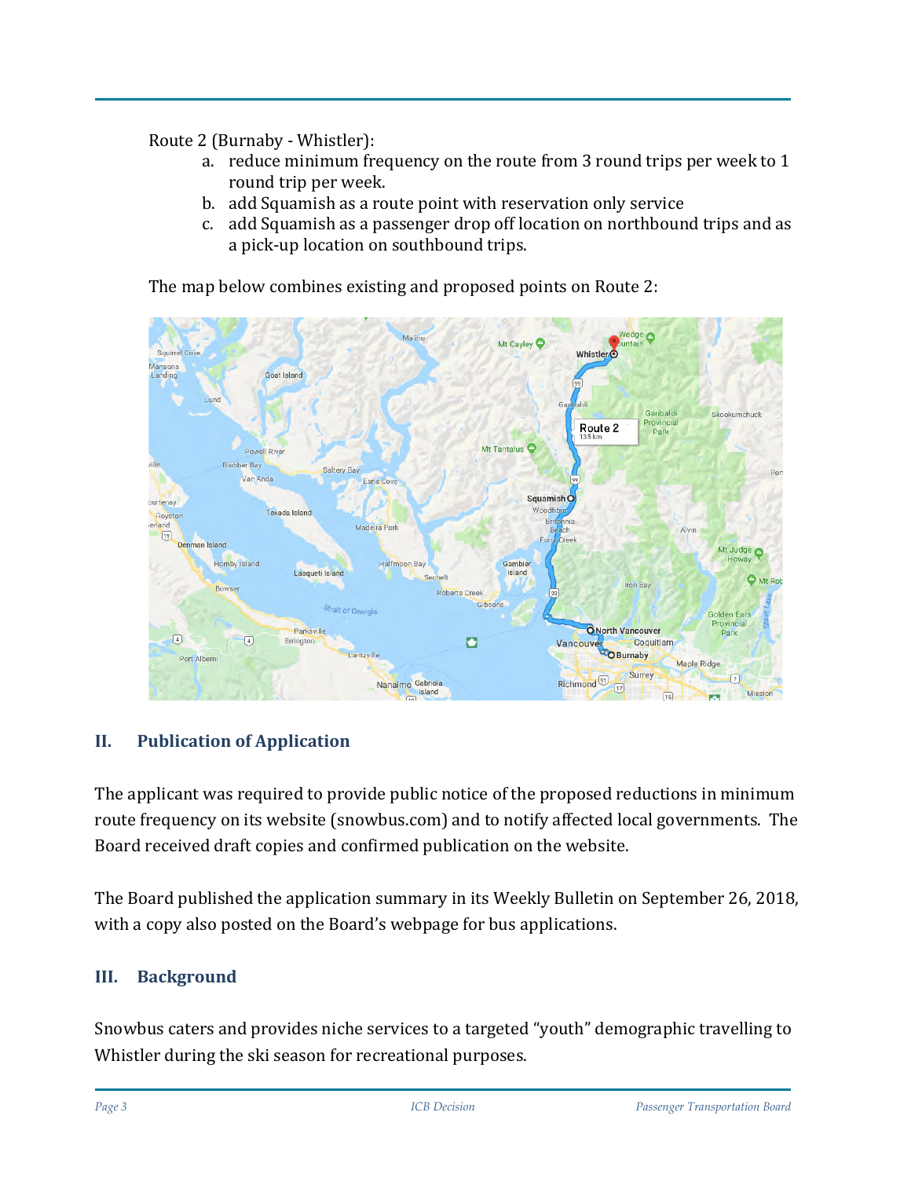Route 2 (Burnaby - Whistler):

a. reduce minimum frequency on the route from 3 round trips per week to 1 round trip per week.
b. add Squamish as a route point with reservation only service
c. add Squamish as a passenger drop off location on northbound trips and as a pick-up location on southbound trips.

The map below combines existing and proposed points on Route 2:

## II. Publication of Application

The applicant was required to provide public notice of the proposed reductions in minimum route frequency on its website (snowbus.com) and to notify affected local governments. The Board received draft copies and confirmed publication on the website.

The Board published the application summary in its Weekly Bulletin on September 26, 2018, with a copy also posted on the Board's webpage for bus applications.

## III. Background

Snowbus caters and provides niche services to a targeted "youth" demographic travelling to Whistler during the ski season for recreational purposes.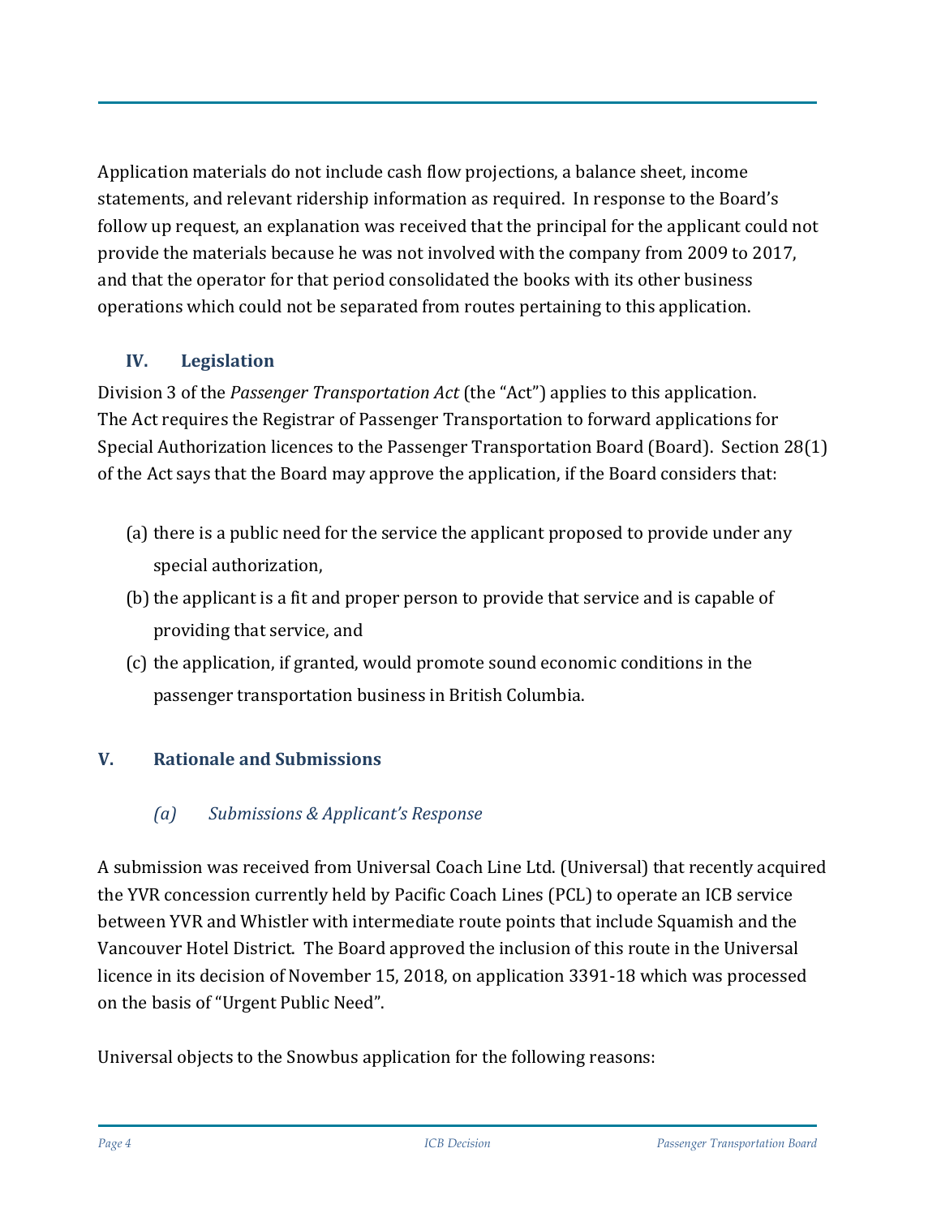Application materials do not include cash flow projections, a balance sheet, income statements, and relevant ridership information as required. In response to the Board's follow up request, an explanation was received that the principal for the applicant could not provide the materials because he was not involved with the company from 2009 to 2017, and that the operator for that period consolidated the books with its other business operations which could not be separated from routes pertaining to this application.

### IV. Legislation

Division 3 of the *Passenger Transportation Act* (the "Act") applies to this application. The Act requires the Registrar of Passenger Transportation to forward applications for Special Authorization licences to the Passenger Transportation Board (Board). Section 28(1) of the Act says that the Board may approve the application, if the Board considers that:

(a) there is a public need for the service the applicant proposed to provide under any special authorization,

(b) the applicant is a fit and proper person to provide that service and is capable of providing that service, and

(c) the application, if granted, would promote sound economic conditions in the passenger transportation business in British Columbia.

## V. Rationale and Submissions

### *(a) Submissions & Applicant's Response*

A submission was received from Universal Coach Line Ltd. (Universal) that recently acquired the YVR concession currently held by Pacific Coach Lines (PCL) to operate an ICB service between YVR and Whistler with intermediate route points that include Squamish and the Vancouver Hotel District. The Board approved the inclusion of this route in the Universal licence in its decision of November 15, 2018, on application 3391-18 which was processed on the basis of "Urgent Public Need".

Universal objects to the Snowbus application for the following reasons: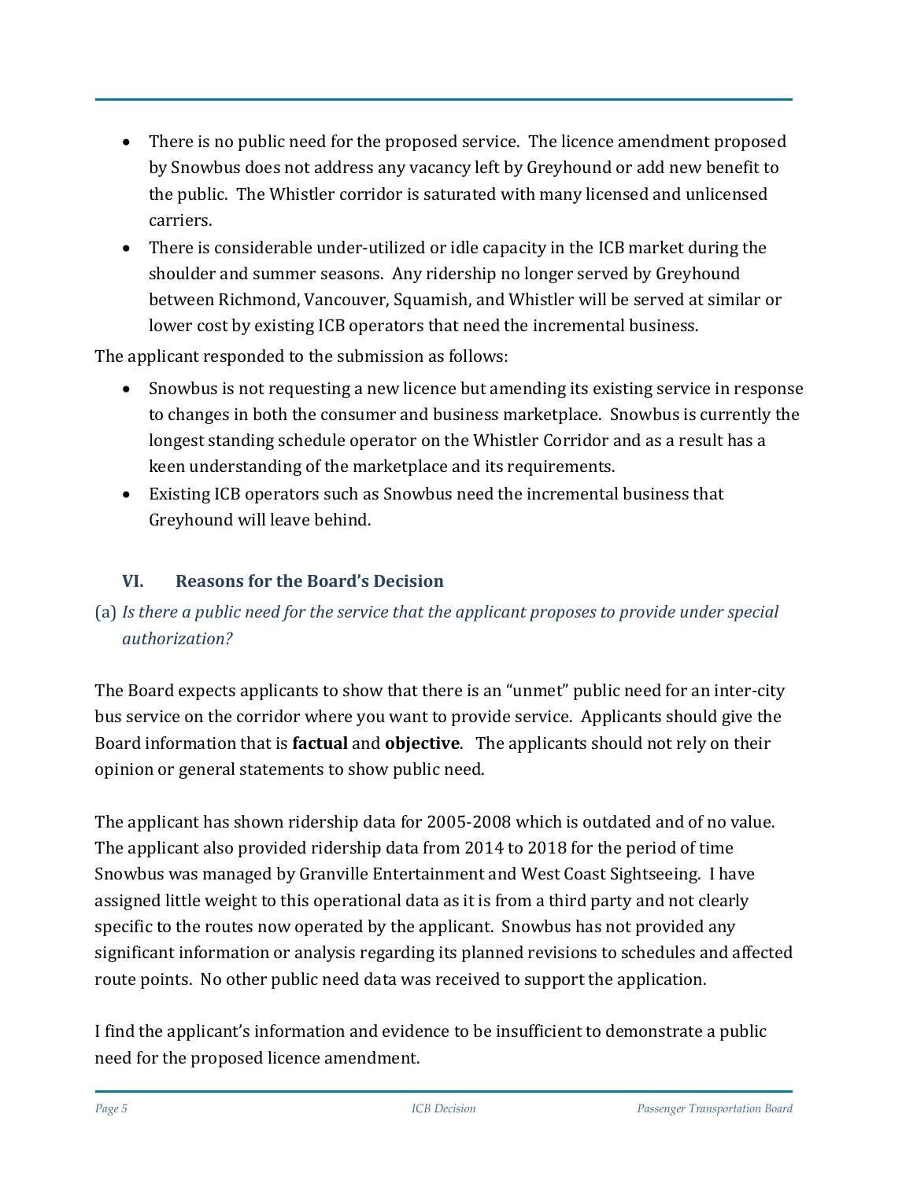- There is no public need for the proposed service. The licence amendment proposed by Snowbus does not address any vacancy left by Greyhound or add new benefit to the public. The Whistler corridor is saturated with many licensed and unlicensed carriers.
- There is considerable under-utilized or idle capacity in the ICB market during the shoulder and summer seasons. Any ridership no longer served by Greyhound between Richmond, Vancouver, Squamish, and Whistler will be served at similar or lower cost by existing ICB operators that need the incremental business.

The applicant responded to the submission as follows:

- Snowbus is not requesting a new licence but amending its existing service in response to changes in both the consumer and business marketplace. Snowbus is currently the longest standing schedule operator on the Whistler Corridor and as a result has a keen understanding of the marketplace and its requirements.
- Existing ICB operators such as Snowbus need the incremental business that Greyhound will leave behind.

## VI. Reasons for the Board's Decision

### (a) *Is there a public need for the service that the applicant proposes to provide under special authorization?*

The Board expects applicants to show that there is an "unmet" public need for an inter-city bus service on the corridor where you want to provide service. Applicants should give the Board information that is **factual** and **objective**. The applicants should not rely on their opinion or general statements to show public need.

The applicant has shown ridership data for 2005-2008 which is outdated and of no value. The applicant also provided ridership data from 2014 to 2018 for the period of time Snowbus was managed by Granville Entertainment and West Coast Sightseeing. I have assigned little weight to this operational data as it is from a third party and not clearly specific to the routes now operated by the applicant. Snowbus has not provided any significant information or analysis regarding its planned revisions to schedules and affected route points. No other public need data was received to support the application.

I find the applicant's information and evidence to be insufficient to demonstrate a public need for the proposed licence amendment.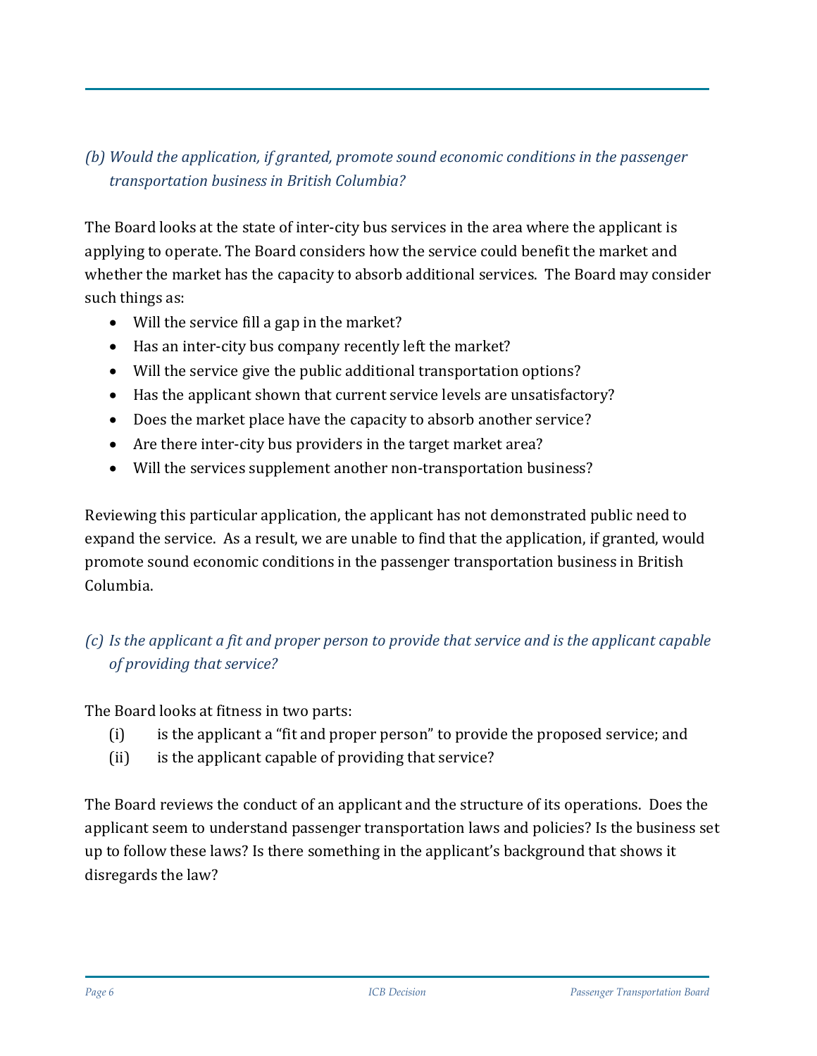### *(b) Would the application, if granted, promote sound economic conditions in the passenger transportation business in British Columbia?*

The Board looks at the state of inter-city bus services in the area where the applicant is applying to operate. The Board considers how the service could benefit the market and whether the market has the capacity to absorb additional services. The Board may consider such things as:

- Will the service fill a gap in the market?
- Has an inter-city bus company recently left the market?
- Will the service give the public additional transportation options?
- Has the applicant shown that current service levels are unsatisfactory?
- Does the market place have the capacity to absorb another service?
- Are there inter-city bus providers in the target market area?
- Will the services supplement another non-transportation business?

Reviewing this particular application, the applicant has not demonstrated public need to expand the service. As a result, we are unable to find that the application, if granted, would promote sound economic conditions in the passenger transportation business in British Columbia.

### *(c) Is the applicant a fit and proper person to provide that service and is the applicant capable of providing that service?*

The Board looks at fitness in two parts:

(i) is the applicant a "fit and proper person" to provide the proposed service; and

(ii) is the applicant capable of providing that service?

The Board reviews the conduct of an applicant and the structure of its operations. Does the applicant seem to understand passenger transportation laws and policies? Is the business set up to follow these laws? Is there something in the applicant's background that shows it disregards the law?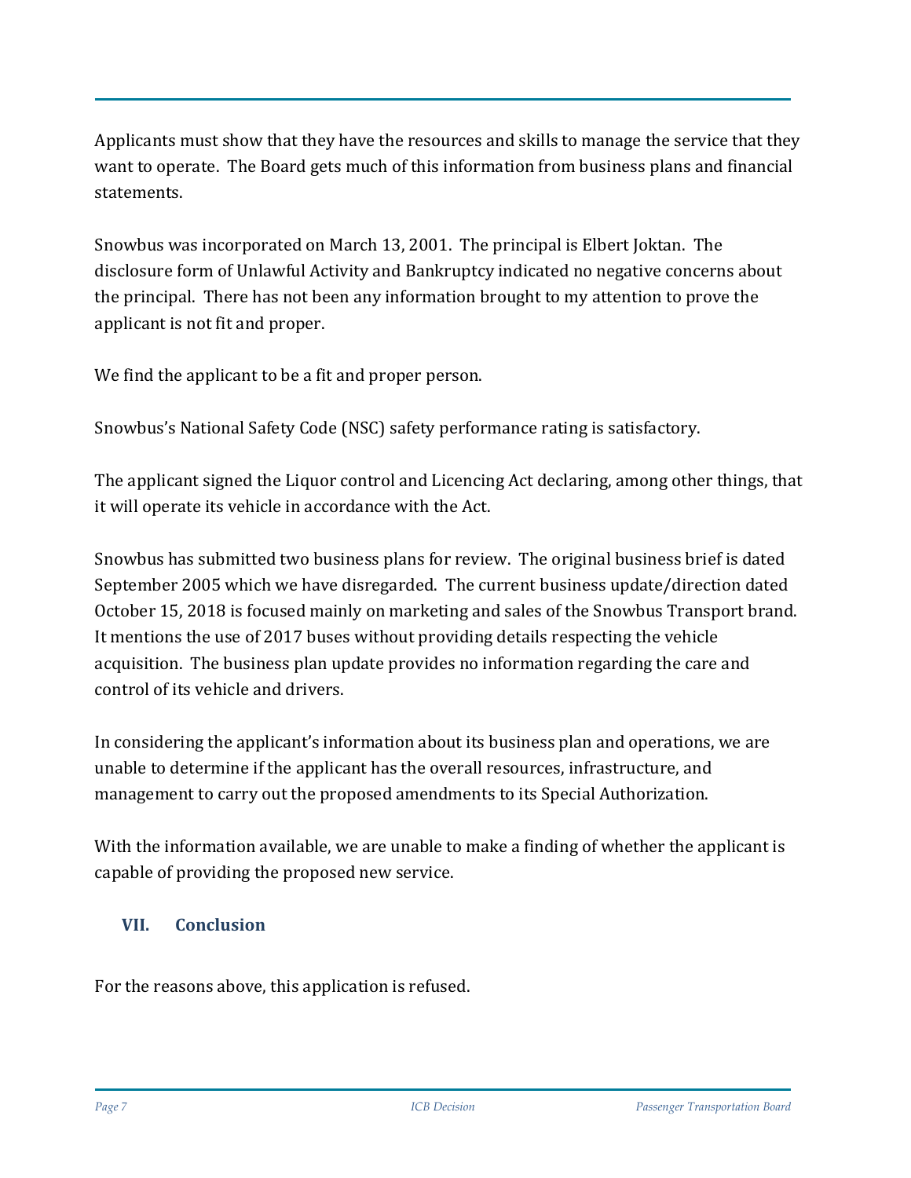Applicants must show that they have the resources and skills to manage the service that they want to operate. The Board gets much of this information from business plans and financial statements.

Snowbus was incorporated on March 13, 2001. The principal is Elbert Joktan. The disclosure form of Unlawful Activity and Bankruptcy indicated no negative concerns about the principal. There has not been any information brought to my attention to prove the applicant is not fit and proper.

We find the applicant to be a fit and proper person.

Snowbus's National Safety Code (NSC) safety performance rating is satisfactory.

The applicant signed the Liquor control and Licencing Act declaring, among other things, that it will operate its vehicle in accordance with the Act.

Snowbus has submitted two business plans for review. The original business brief is dated September 2005 which we have disregarded. The current business update/direction dated October 15, 2018 is focused mainly on marketing and sales of the Snowbus Transport brand. It mentions the use of 2017 buses without providing details respecting the vehicle acquisition. The business plan update provides no information regarding the care and control of its vehicle and drivers.

In considering the applicant's information about its business plan and operations, we are unable to determine if the applicant has the overall resources, infrastructure, and management to carry out the proposed amendments to its Special Authorization.

With the information available, we are unable to make a finding of whether the applicant is capable of providing the proposed new service.

## VII. Conclusion

For the reasons above, this application is refused.